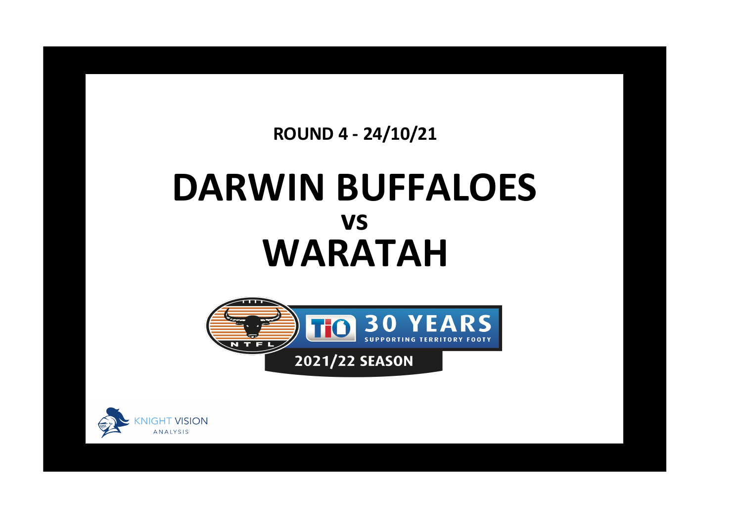**ROUND 4 - 24/10/21**

# DARWIN BUFFALOES

## vs

# WARATAH

NTFL

TIO 30 YEARS SUPPORTING TERRITORY FOOTY

2021/22 SEASON

KNIGHT VISION ANALYSIS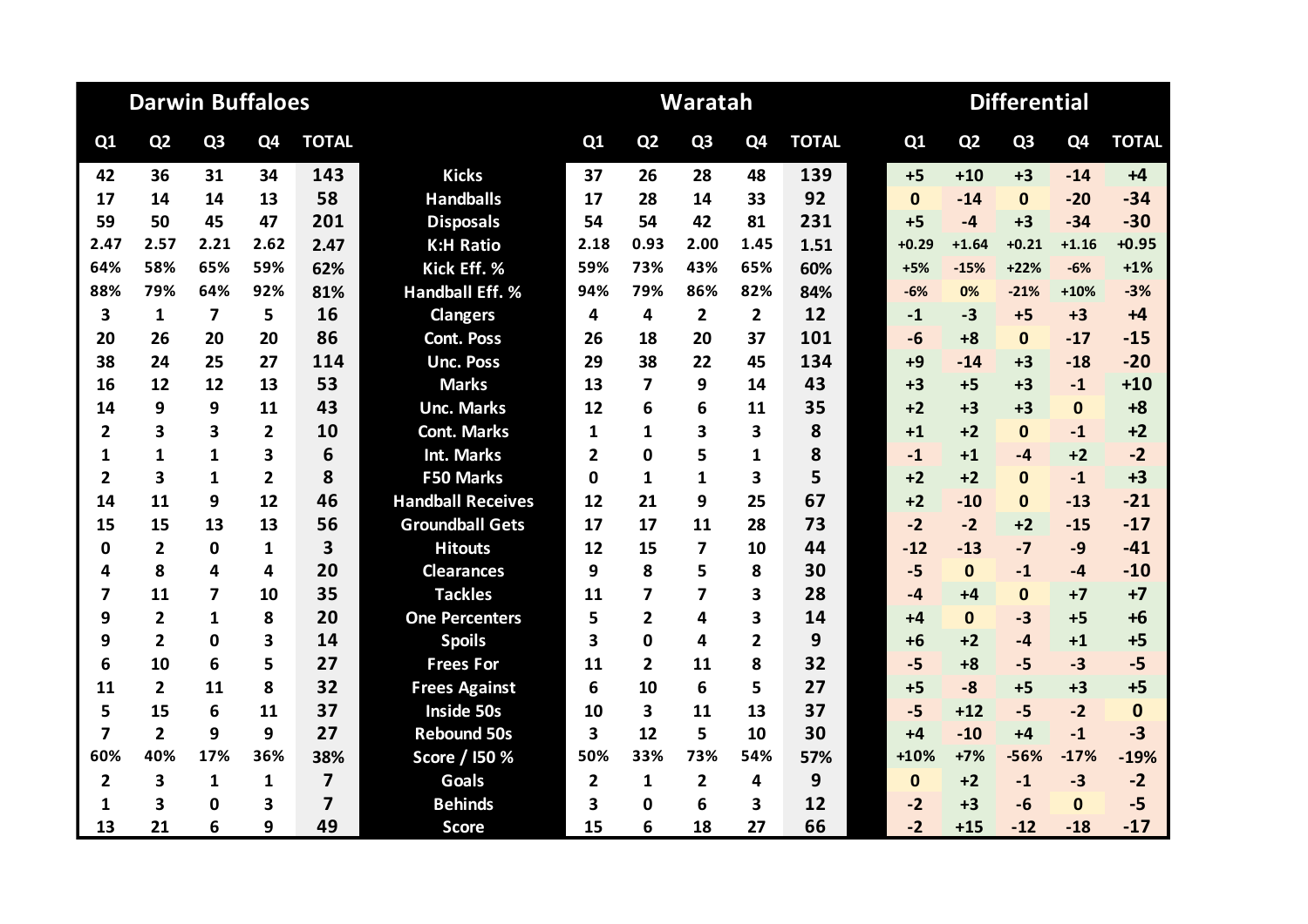| Darwin Buffaloes | | | | | | Waratah | | | | | Differential | | | | |
|---|---|---|---|---|---|---|---|---|---|---|---|---|---|---|---|
| Q1 | Q2 | Q3 | Q4 | TOTAL | | Q1 | Q2 | Q3 | Q4 | TOTAL | Q1 | Q2 | Q3 | Q4 | TOTAL |
| 42 | 36 | 31 | 34 | 143 | Kicks | 37 | 26 | 28 | 48 | 139 | +5 | +10 | +3 | -14 | +4 |
| 17 | 14 | 14 | 13 | 58 | Handballs | 17 | 28 | 14 | 33 | 92 | 0 | -14 | 0 | -20 | -34 |
| 59 | 50 | 45 | 47 | 201 | Disposals | 54 | 54 | 42 | 81 | 231 | +5 | -4 | +3 | -34 | -30 |
| 2.47 | 2.57 | 2.21 | 2.62 | 2.47 | K:H Ratio | 2.18 | 0.93 | 2.00 | 1.45 | 1.51 | +0.29 | +1.64 | +0.21 | +1.16 | +0.95 |
| 64% | 58% | 65% | 59% | 62% | Kick Eff. % | 59% | 73% | 43% | 65% | 60% | +5% | -15% | +22% | -6% | +1% |
| 88% | 79% | 64% | 92% | 81% | Handball Eff. % | 94% | 79% | 86% | 82% | 84% | -6% | 0% | -21% | +10% | -3% |
| 3 | 1 | 7 | 5 | 16 | Clangers | 4 | 4 | 2 | 2 | 12 | -1 | -3 | +5 | +3 | +4 |
| 20 | 26 | 20 | 20 | 86 | Cont. Poss | 26 | 18 | 20 | 37 | 101 | -6 | +8 | 0 | -17 | -15 |
| 38 | 24 | 25 | 27 | 114 | Unc. Poss | 29 | 38 | 22 | 45 | 134 | +9 | -14 | +3 | -18 | -20 |
| 16 | 12 | 12 | 13 | 53 | Marks | 13 | 7 | 9 | 14 | 43 | +3 | +5 | +3 | -1 | +10 |
| 14 | 9 | 9 | 11 | 43 | Unc. Marks | 12 | 6 | 6 | 11 | 35 | +2 | +3 | +3 | 0 | +8 |
| 2 | 3 | 3 | 2 | 10 | Cont. Marks | 1 | 1 | 3 | 3 | 8 | +1 | +2 | 0 | -1 | +2 |
| 1 | 1 | 1 | 3 | 6 | Int. Marks | 2 | 0 | 5 | 1 | 8 | -1 | +1 | -4 | +2 | -2 |
| 2 | 3 | 1 | 2 | 8 | F50 Marks | 0 | 1 | 1 | 3 | 5 | +2 | +2 | 0 | -1 | +3 |
| 14 | 11 | 9 | 12 | 46 | Handball Receives | 12 | 21 | 9 | 25 | 67 | +2 | -10 | 0 | -13 | -21 |
| 15 | 15 | 13 | 13 | 56 | Groundball Gets | 17 | 17 | 11 | 28 | 73 | -2 | -2 | +2 | -15 | -17 |
| 0 | 2 | 0 | 1 | 3 | Hitouts | 12 | 15 | 7 | 10 | 44 | -12 | -13 | -7 | -9 | -41 |
| 4 | 8 | 4 | 4 | 20 | Clearances | 9 | 8 | 5 | 8 | 30 | -5 | 0 | -1 | -4 | -10 |
| 7 | 11 | 7 | 10 | 35 | Tackles | 11 | 7 | 7 | 3 | 28 | -4 | +4 | 0 | +7 | +7 |
| 9 | 2 | 1 | 8 | 20 | One Percenters | 5 | 2 | 4 | 3 | 14 | +4 | 0 | -3 | +5 | +6 |
| 9 | 2 | 0 | 3 | 14 | Spoils | 3 | 0 | 4 | 2 | 9 | +6 | +2 | -4 | +1 | +5 |
| 6 | 10 | 6 | 5 | 27 | Frees For | 11 | 2 | 11 | 8 | 32 | -5 | +8 | -5 | -3 | -5 |
| 11 | 2 | 11 | 8 | 32 | Frees Against | 6 | 10 | 6 | 5 | 27 | +5 | -8 | +5 | +3 | +5 |
| 5 | 15 | 6 | 11 | 37 | Inside 50s | 10 | 3 | 11 | 13 | 37 | -5 | +12 | -5 | -2 | 0 |
| 7 | 2 | 9 | 9 | 27 | Rebound 50s | 3 | 12 | 5 | 10 | 30 | +4 | -10 | +4 | -1 | -3 |
| 60% | 40% | 17% | 36% | 38% | Score / I50 % | 50% | 33% | 73% | 54% | 57% | +10% | +7% | -56% | -17% | -19% |
| 2 | 3 | 1 | 1 | 7 | Goals | 2 | 1 | 2 | 4 | 9 | 0 | +2 | -1 | -3 | -2 |
| 1 | 3 | 0 | 3 | 7 | Behinds | 3 | 0 | 6 | 3 | 12 | -2 | +3 | -6 | 0 | -5 |
| 13 | 21 | 6 | 9 | 49 | Score | 15 | 6 | 18 | 27 | 66 | -2 | +15 | -12 | -18 | -17 |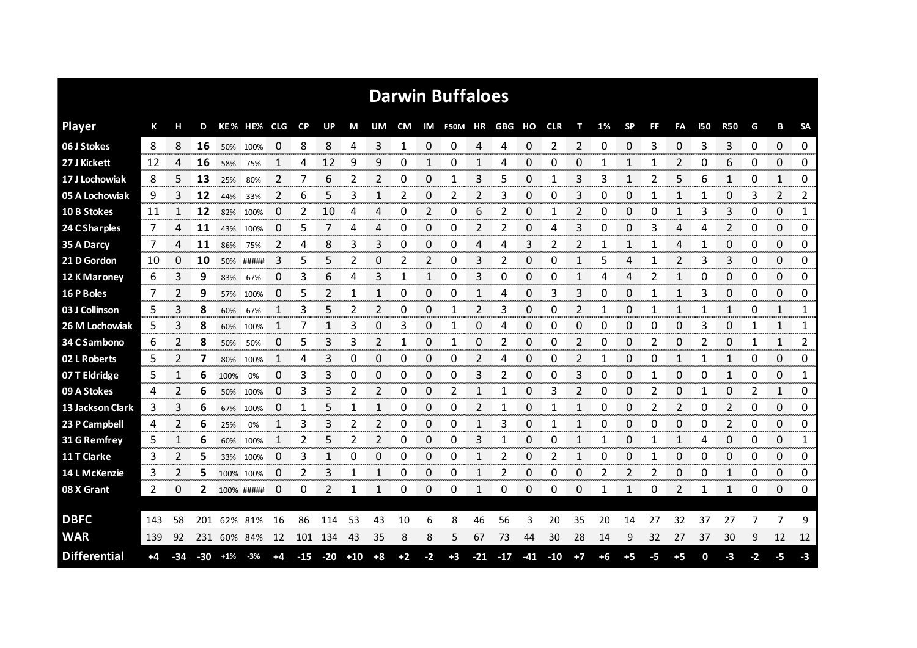# Darwin Buffaloes

| Player | K | H | D | KE % | HE% | CLG | CP | UP | M | UM | CM | IM | F50M | HR | GBG | HO | CLR | T | 1% | SP | FF | FA | I50 | R50 | G | B | SA |
|---|---|---|---|---|---|---|---|---|---|---|---|---|---|---|---|---|---|---|---|---|---|---|---|---|---|---|---|
| 06 J Stokes | 8 | 8 | 16 | 50% | 100% | 0 | 8 | 8 | 4 | 3 | 1 | 0 | 0 | 4 | 4 | 0 | 2 | 2 | 0 | 0 | 3 | 0 | 3 | 3 | 0 | 0 | 0 |
| 27 J Kickett | 12 | 4 | 16 | 58% | 75% | 1 | 4 | 12 | 9 | 9 | 0 | 1 | 0 | 1 | 4 | 0 | 0 | 0 | 1 | 1 | 1 | 2 | 0 | 6 | 0 | 0 | 0 |
| 17 J Lochowiak | 8 | 5 | 13 | 25% | 80% | 2 | 7 | 6 | 2 | 2 | 0 | 0 | 1 | 3 | 5 | 0 | 1 | 3 | 3 | 1 | 2 | 5 | 6 | 1 | 0 | 1 | 0 |
| 05 A Lochowiak | 9 | 3 | 12 | 44% | 33% | 2 | 6 | 5 | 3 | 1 | 2 | 0 | 2 | 2 | 3 | 0 | 0 | 3 | 0 | 0 | 1 | 1 | 1 | 0 | 3 | 2 | 2 |
| 10 B Stokes | 11 | 1 | 12 | 82% | 100% | 0 | 2 | 10 | 4 | 4 | 0 | 2 | 0 | 6 | 2 | 0 | 1 | 2 | 0 | 0 | 0 | 1 | 3 | 3 | 0 | 0 | 1 |
| 24 C Sharples | 7 | 4 | 11 | 43% | 100% | 0 | 5 | 7 | 4 | 4 | 0 | 0 | 0 | 2 | 2 | 0 | 4 | 3 | 0 | 0 | 3 | 4 | 4 | 2 | 0 | 0 | 0 |
| 35 A Darcy | 7 | 4 | 11 | 86% | 75% | 2 | 4 | 8 | 3 | 3 | 0 | 0 | 0 | 4 | 4 | 3 | 2 | 2 | 1 | 1 | 1 | 4 | 1 | 0 | 0 | 0 | 0 |
| 21 D Gordon | 10 | 0 | 10 | 50% | ##### | 3 | 5 | 5 | 2 | 0 | 2 | 2 | 0 | 3 | 2 | 0 | 0 | 1 | 5 | 4 | 1 | 2 | 3 | 3 | 0 | 0 | 0 |
| 12 K Maroney | 6 | 3 | 9 | 83% | 67% | 0 | 3 | 6 | 4 | 3 | 1 | 1 | 0 | 3 | 0 | 0 | 0 | 1 | 4 | 4 | 2 | 1 | 0 | 0 | 0 | 0 | 0 |
| 16 P Boles | 7 | 2 | 9 | 57% | 100% | 0 | 5 | 2 | 1 | 1 | 0 | 0 | 0 | 1 | 4 | 0 | 3 | 3 | 0 | 0 | 1 | 1 | 3 | 0 | 0 | 0 | 0 |
| 03 J Collinson | 5 | 3 | 8 | 60% | 67% | 1 | 3 | 5 | 2 | 2 | 0 | 0 | 1 | 2 | 3 | 0 | 0 | 2 | 1 | 0 | 1 | 1 | 1 | 1 | 0 | 1 | 1 |
| 26 M Lochowiak | 5 | 3 | 8 | 60% | 100% | 1 | 7 | 1 | 3 | 0 | 3 | 0 | 1 | 0 | 4 | 0 | 0 | 0 | 0 | 0 | 0 | 0 | 3 | 0 | 1 | 1 | 1 |
| 34 C Sambono | 6 | 2 | 8 | 50% | 50% | 0 | 5 | 3 | 3 | 2 | 1 | 0 | 1 | 0 | 2 | 0 | 0 | 2 | 0 | 0 | 2 | 0 | 2 | 0 | 1 | 1 | 2 |
| 02 L Roberts | 5 | 2 | 7 | 80% | 100% | 1 | 4 | 3 | 0 | 0 | 0 | 0 | 0 | 2 | 4 | 0 | 0 | 2 | 1 | 0 | 0 | 1 | 1 | 1 | 0 | 0 | 0 |
| 07 T Eldridge | 5 | 1 | 6 | 100% | 0% | 0 | 3 | 3 | 0 | 0 | 0 | 0 | 0 | 3 | 2 | 0 | 0 | 3 | 0 | 0 | 1 | 0 | 0 | 1 | 0 | 0 | 1 |
| 09 A Stokes | 4 | 2 | 6 | 50% | 100% | 0 | 3 | 3 | 2 | 2 | 0 | 0 | 2 | 1 | 1 | 0 | 3 | 2 | 0 | 0 | 2 | 0 | 1 | 0 | 2 | 1 | 0 |
| 13 Jackson Clark | 3 | 3 | 6 | 67% | 100% | 0 | 1 | 5 | 1 | 1 | 0 | 0 | 0 | 2 | 1 | 0 | 1 | 1 | 0 | 0 | 2 | 2 | 0 | 2 | 0 | 0 | 0 |
| 23 P Campbell | 4 | 2 | 6 | 25% | 0% | 1 | 3 | 3 | 2 | 2 | 0 | 0 | 0 | 1 | 3 | 0 | 1 | 1 | 0 | 0 | 0 | 0 | 0 | 2 | 0 | 0 | 0 |
| 31 G Remfrey | 5 | 1 | 6 | 60% | 100% | 1 | 2 | 5 | 2 | 2 | 0 | 0 | 0 | 3 | 1 | 0 | 0 | 1 | 1 | 0 | 1 | 1 | 4 | 0 | 0 | 0 | 1 |
| 11 T Clarke | 3 | 2 | 5 | 33% | 100% | 0 | 3 | 1 | 0 | 0 | 0 | 0 | 0 | 1 | 2 | 0 | 2 | 1 | 0 | 0 | 1 | 0 | 0 | 0 | 0 | 0 | 0 |
| 14 L McKenzie | 3 | 2 | 5 | 100% | 100% | 0 | 2 | 3 | 1 | 1 | 0 | 0 | 0 | 1 | 2 | 0 | 0 | 0 | 2 | 2 | 2 | 0 | 0 | 1 | 0 | 0 | 0 |
| 08 X Grant | 2 | 0 | 2 | 100% | ##### | 0 | 0 | 2 | 1 | 1 | 0 | 0 | 0 | 1 | 0 | 0 | 0 | 0 | 1 | 1 | 0 | 2 | 1 | 1 | 0 | 0 | 0 |
| | | | | | | | | | | | | | | | | | | | | | | | | | | | |
| **DBFC** | 143 | 58 | 201 | 62% | 81% | 16 | 86 | 114 | 53 | 43 | 10 | 6 | 8 | 46 | 56 | 3 | 20 | 35 | 20 | 14 | 27 | 32 | 37 | 27 | 7 | 7 | 9 |
| **WAR** | 139 | 92 | 231 | 60% | 84% | 12 | 101 | 134 | 43 | 35 | 8 | 8 | 5 | 67 | 73 | 44 | 30 | 28 | 14 | 9 | 32 | 27 | 37 | 30 | 9 | 12 | 12 |
| **Differential** | +4 | -34 | -30 | +1% | -3% | +4 | -15 | -20 | +10 | +8 | +2 | -2 | +3 | -21 | -17 | -41 | -10 | +7 | +6 | +5 | -5 | +5 | 0 | -3 | -2 | -5 | -3 |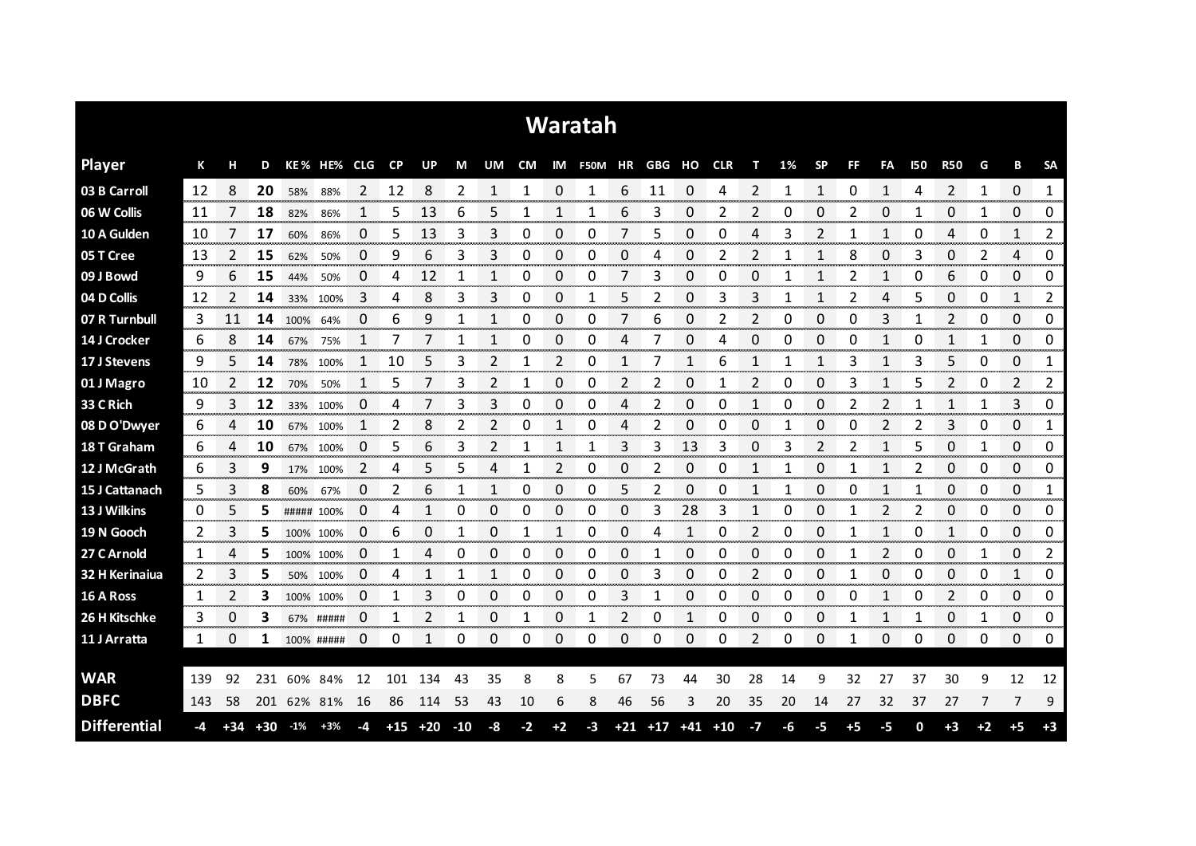# Waratah

| Player | K | H | D | KE% | HE% | CLG | CP | UP | M | UM | CM | IM | F50M | HR | GBG | HO | CLR | T | 1% | SP | FF | FA | I50 | R50 | G | B | SA |
|---|---|---|---|---|---|---|---|---|---|---|---|---|---|---|---|---|---|---|---|---|---|---|---|---|---|---|---|
| 03 B Carroll | 12 | 8 | **20** | 58% | 88% | 2 | 12 | 8 | 2 | 1 | 1 | 0 | 1 | 6 | 11 | 0 | 4 | 2 | 1 | 1 | 0 | 1 | 4 | 2 | 1 | 0 | 1 |
| 06 W Collis | 11 | 7 | **18** | 82% | 86% | 1 | 5 | 13 | 6 | 5 | 1 | 1 | 1 | 6 | 3 | 0 | 2 | 2 | 0 | 0 | 2 | 0 | 1 | 0 | 1 | 0 | 0 |
| 10 A Gulden | 10 | 7 | **17** | 60% | 86% | 0 | 5 | 13 | 3 | 3 | 0 | 0 | 0 | 7 | 5 | 0 | 0 | 4 | 3 | 2 | 1 | 1 | 0 | 4 | 0 | 1 | 2 |
| 05 T Cree | 13 | 2 | **15** | 62% | 50% | 0 | 9 | 6 | 3 | 3 | 0 | 0 | 0 | 0 | 4 | 0 | 2 | 2 | 1 | 1 | 8 | 0 | 3 | 0 | 2 | 4 | 0 |
| 09 J Bowd | 9 | 6 | **15** | 44% | 50% | 0 | 4 | 12 | 1 | 1 | 0 | 0 | 0 | 7 | 3 | 0 | 0 | 0 | 1 | 1 | 2 | 1 | 0 | 6 | 0 | 0 | 0 |
| 04 D Collis | 12 | 2 | **14** | 33% | 100% | 3 | 4 | 8 | 3 | 3 | 0 | 0 | 1 | 5 | 2 | 0 | 3 | 3 | 1 | 1 | 2 | 4 | 5 | 0 | 0 | 1 | 2 |
| 07 R Turnbull | 3 | 11 | **14** | 100% | 64% | 0 | 6 | 9 | 1 | 1 | 0 | 0 | 0 | 7 | 6 | 0 | 2 | 2 | 0 | 0 | 0 | 3 | 1 | 2 | 0 | 0 | 0 |
| 14 J Crocker | 6 | 8 | **14** | 67% | 75% | 1 | 7 | 7 | 1 | 1 | 0 | 0 | 0 | 4 | 7 | 0 | 4 | 0 | 0 | 0 | 0 | 1 | 0 | 1 | 1 | 0 | 0 |
| 17 J Stevens | 9 | 5 | **14** | 78% | 100% | 1 | 10 | 5 | 3 | 2 | 1 | 2 | 0 | 1 | 7 | 1 | 6 | 1 | 1 | 1 | 3 | 1 | 3 | 5 | 0 | 0 | 1 |
| 01 J Magro | 10 | 2 | **12** | 70% | 50% | 1 | 5 | 7 | 3 | 2 | 1 | 0 | 0 | 2 | 2 | 0 | 1 | 2 | 0 | 0 | 3 | 1 | 5 | 2 | 0 | 2 | 2 |
| 33 C Rich | 9 | 3 | **12** | 33% | 100% | 0 | 4 | 7 | 3 | 3 | 0 | 0 | 0 | 4 | 2 | 0 | 0 | 1 | 0 | 0 | 2 | 2 | 1 | 1 | 1 | 3 | 0 |
| 08 D O'Dwyer | 6 | 4 | **10** | 67% | 100% | 1 | 2 | 8 | 2 | 2 | 0 | 1 | 0 | 4 | 2 | 0 | 0 | 0 | 1 | 0 | 0 | 2 | 2 | 3 | 0 | 0 | 1 |
| 18 T Graham | 6 | 4 | **10** | 67% | 100% | 0 | 5 | 6 | 3 | 2 | 1 | 1 | 1 | 3 | 3 | 13 | 3 | 0 | 3 | 2 | 2 | 1 | 5 | 0 | 1 | 0 | 0 |
| 12 J McGrath | 6 | 3 | **9** | 17% | 100% | 2 | 4 | 5 | 5 | 4 | 1 | 2 | 0 | 0 | 2 | 0 | 0 | 1 | 1 | 0 | 1 | 1 | 2 | 0 | 0 | 0 | 0 |
| 15 J Cattanach | 5 | 3 | **8** | 60% | 67% | 0 | 2 | 6 | 1 | 1 | 0 | 0 | 0 | 5 | 2 | 0 | 0 | 1 | 1 | 0 | 0 | 1 | 1 | 0 | 0 | 0 | 1 |
| 13 J Wilkins | 0 | 5 | **5** | ##### | 100% | 0 | 4 | 1 | 0 | 0 | 0 | 0 | 0 | 0 | 3 | 28 | 3 | 1 | 0 | 0 | 1 | 2 | 2 | 0 | 0 | 0 | 0 |
| 19 N Gooch | 2 | 3 | **5** | 100% | 100% | 0 | 6 | 0 | 1 | 0 | 1 | 1 | 0 | 0 | 4 | 1 | 0 | 2 | 0 | 0 | 1 | 1 | 0 | 1 | 0 | 0 | 0 |
| 27 C Arnold | 1 | 4 | **5** | 100% | 100% | 0 | 1 | 4 | 0 | 0 | 0 | 0 | 0 | 0 | 1 | 0 | 0 | 0 | 0 | 0 | 1 | 2 | 0 | 0 | 1 | 0 | 2 |
| 32 H Kerinaiua | 2 | 3 | **5** | 50% | 100% | 0 | 4 | 1 | 1 | 1 | 0 | 0 | 0 | 0 | 3 | 0 | 0 | 2 | 0 | 0 | 1 | 0 | 0 | 0 | 0 | 1 | 0 |
| 16 A Ross | 1 | 2 | **3** | 100% | 100% | 0 | 1 | 3 | 0 | 0 | 0 | 0 | 0 | 3 | 1 | 0 | 0 | 0 | 0 | 0 | 0 | 1 | 0 | 2 | 0 | 0 | 0 |
| 26 H Kitschke | 3 | 0 | **3** | 67% | ##### | 0 | 1 | 2 | 1 | 0 | 1 | 0 | 1 | 2 | 0 | 1 | 0 | 0 | 0 | 0 | 1 | 1 | 1 | 0 | 1 | 0 | 0 |
| 11 J Arratta | 1 | 0 | **1** | 100% | ##### | 0 | 0 | 1 | 0 | 0 | 0 | 0 | 0 | 0 | 0 | 0 | 0 | 2 | 0 | 0 | 1 | 0 | 0 | 0 | 0 | 0 | 0 |
| **WAR** | 139 | 92 | 231 | 60% | 84% | 12 | 101 | 134 | 43 | 35 | 8 | 8 | 5 | 67 | 73 | 44 | 30 | 28 | 14 | 9 | 32 | 27 | 37 | 30 | 9 | 12 | 12 |
| **DBFC** | 143 | 58 | 201 | 62% | 81% | 16 | 86 | 114 | 53 | 43 | 10 | 6 | 8 | 46 | 56 | 3 | 20 | 35 | 20 | 14 | 27 | 32 | 37 | 27 | 7 | 7 | 9 |
| **Differential** | -4 | +34 | +30 | -1% | +3% | -4 | +15 | +20 | -10 | -8 | -2 | +2 | -3 | +21 | +17 | +41 | +10 | -7 | -6 | -5 | +5 | -5 | 0 | +3 | +2 | +5 | +3 |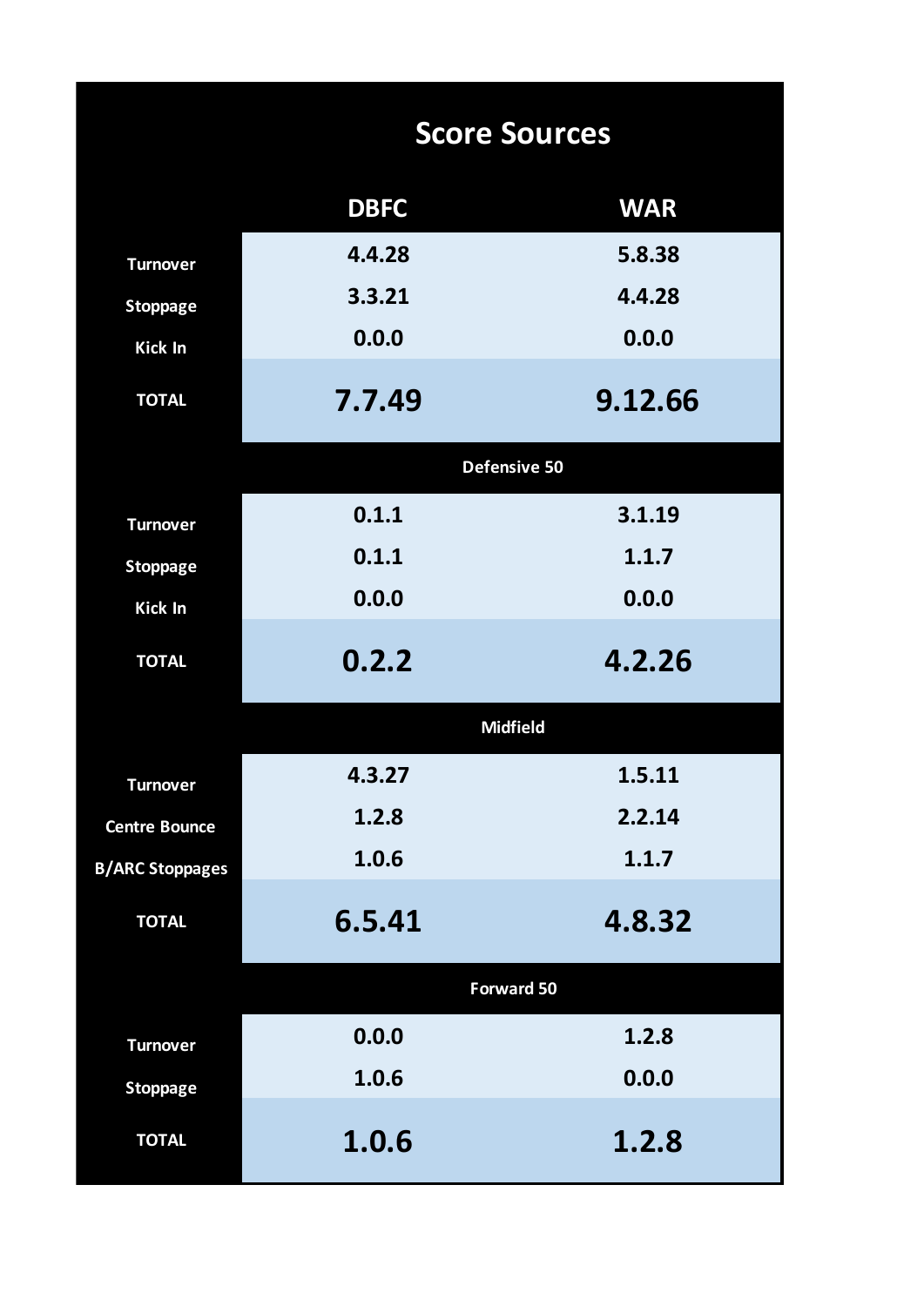## Score Sources

| | DBFC | WAR |
|---|---|---|
| Turnover | 4.4.28 | 5.8.38 |
| Stoppage | 3.3.21 | 4.4.28 |
| Kick In | 0.0.0 | 0.0.0 |
| **TOTAL** | **7.7.49** | **9.12.66** |
| **Defensive 50** | | |
| Turnover | 0.1.1 | 3.1.19 |
| Stoppage | 0.1.1 | 1.1.7 |
| Kick In | 0.0.0 | 0.0.0 |
| **TOTAL** | **0.2.2** | **4.2.26** |
| **Midfield** | | |
| Turnover | 4.3.27 | 1.5.11 |
| Centre Bounce | 1.2.8 | 2.2.14 |
| B/ARC Stoppages | 1.0.6 | 1.1.7 |
| **TOTAL** | **6.5.41** | **4.8.32** |
| **Forward 50** | | |
| Turnover | 0.0.0 | 1.2.8 |
| Stoppage | 1.0.6 | 0.0.0 |
| **TOTAL** | **1.0.6** | **1.2.8** |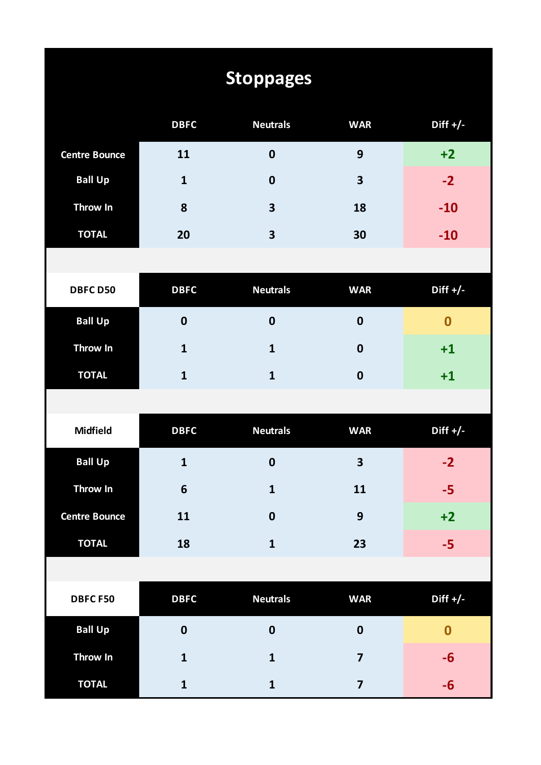# Stoppages

| | DBFC | Neutrals | WAR | Diff +/- |
|---|---|---|---|---|
| Centre Bounce | 11 | 0 | 9 | +2 |
| Ball Up | 1 | 0 | 3 | -2 |
| Throw In | 8 | 3 | 18 | -10 |
| TOTAL | 20 | 3 | 30 | -10 |

| DBFC D50 | DBFC | Neutrals | WAR | Diff +/- |
|---|---|---|---|---|
| Ball Up | 0 | 0 | 0 | 0 |
| Throw In | 1 | 1 | 0 | +1 |
| TOTAL | 1 | 1 | 0 | +1 |

| Midfield | DBFC | Neutrals | WAR | Diff +/- |
|---|---|---|---|---|
| Ball Up | 1 | 0 | 3 | -2 |
| Throw In | 6 | 1 | 11 | -5 |
| Centre Bounce | 11 | 0 | 9 | +2 |
| TOTAL | 18 | 1 | 23 | -5 |

| DBFC F50 | DBFC | Neutrals | WAR | Diff +/- |
|---|---|---|---|---|
| Ball Up | 0 | 0 | 0 | 0 |
| Throw In | 1 | 1 | 7 | -6 |
| TOTAL | 1 | 1 | 7 | -6 |